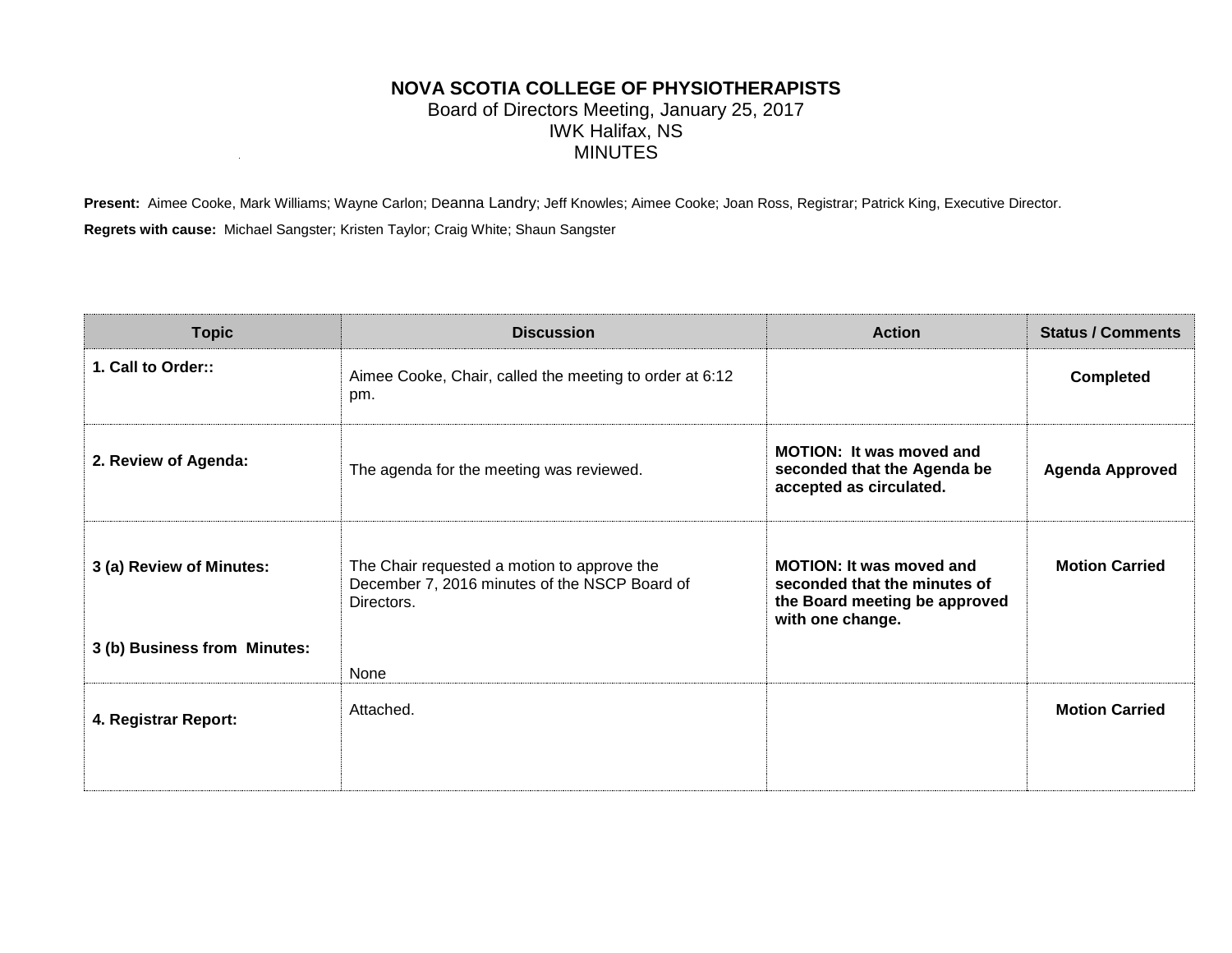# NOVA SCOTIA COLLEGE OF PHYSIOTHERAPISTS

Board of Directors Meeting, January 25, 2017
IWK Halifax, NS
MINUTES

**Present:** Aimee Cooke, Mark Williams; Wayne Carlon; Deanna Landry; Jeff Knowles; Aimee Cooke; Joan Ross, Registrar; Patrick King, Executive Director.

**Regrets with cause:** Michael Sangster; Kristen Taylor; Craig White; Shaun Sangster

| Topic | Discussion | Action | Status / Comments |
|---|---|---|---|
| **1. Call to Order::** | Aimee Cooke, Chair, called the meeting to order at 6:12 pm. | | **Completed** |
| **2. Review of Agenda:** | The agenda for the meeting was reviewed. | **MOTION: It was moved and seconded that the Agenda be accepted as circulated.** | **Agenda Approved** |
| **3 (a) Review of Minutes:** | The Chair requested a motion to approve the December 7, 2016 minutes of the NSCP Board of Directors. | **MOTION: It was moved and seconded that the minutes of the Board meeting be approved with one change.** | **Motion Carried** |
| **3 (b) Business from Minutes:** | None | | |
| **4. Registrar Report:** | Attached. | | **Motion Carried** |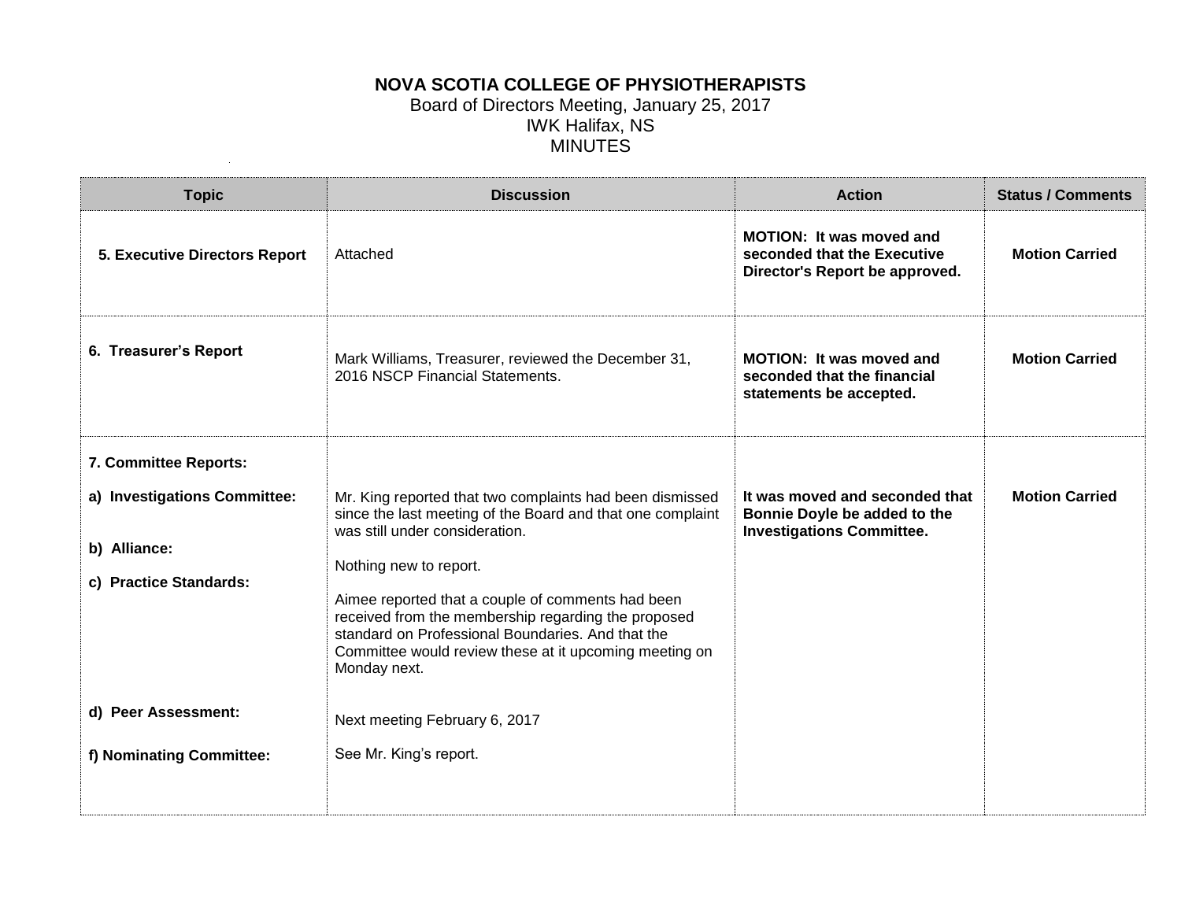**NOVA SCOTIA COLLEGE OF PHYSIOTHERAPISTS**
Board of Directors Meeting, January 25, 2017
IWK Halifax, NS
MINUTES

| Topic | Discussion | Action | Status / Comments |
|---|---|---|---|
| **5. Executive Directors Report** | Attached | **MOTION: It was moved and seconded that the Executive Director's Report be approved.** | **Motion Carried** |
| **6. Treasurer's Report** | Mark Williams, Treasurer, reviewed the December 31, 2016 NSCP Financial Statements. | **MOTION: It was moved and seconded that the financial statements be accepted.** | **Motion Carried** |
| **7. Committee Reports:** | | | |
| **a) Investigations Committee:** | Mr. King reported that two complaints had been dismissed since the last meeting of the Board and that one complaint was still under consideration. | **It was moved and seconded that Bonnie Doyle be added to the Investigations Committee.** | **Motion Carried** |
| **b) Alliance:** | Nothing new to report. | | |
| **c) Practice Standards:** | Aimee reported that a couple of comments had been received from the membership regarding the proposed standard on Professional Boundaries. And that the Committee would review these at it upcoming meeting on Monday next. | | |
| **d) Peer Assessment:** | Next meeting February 6, 2017 | | |
| **f) Nominating Committee:** | See Mr. King's report. | | |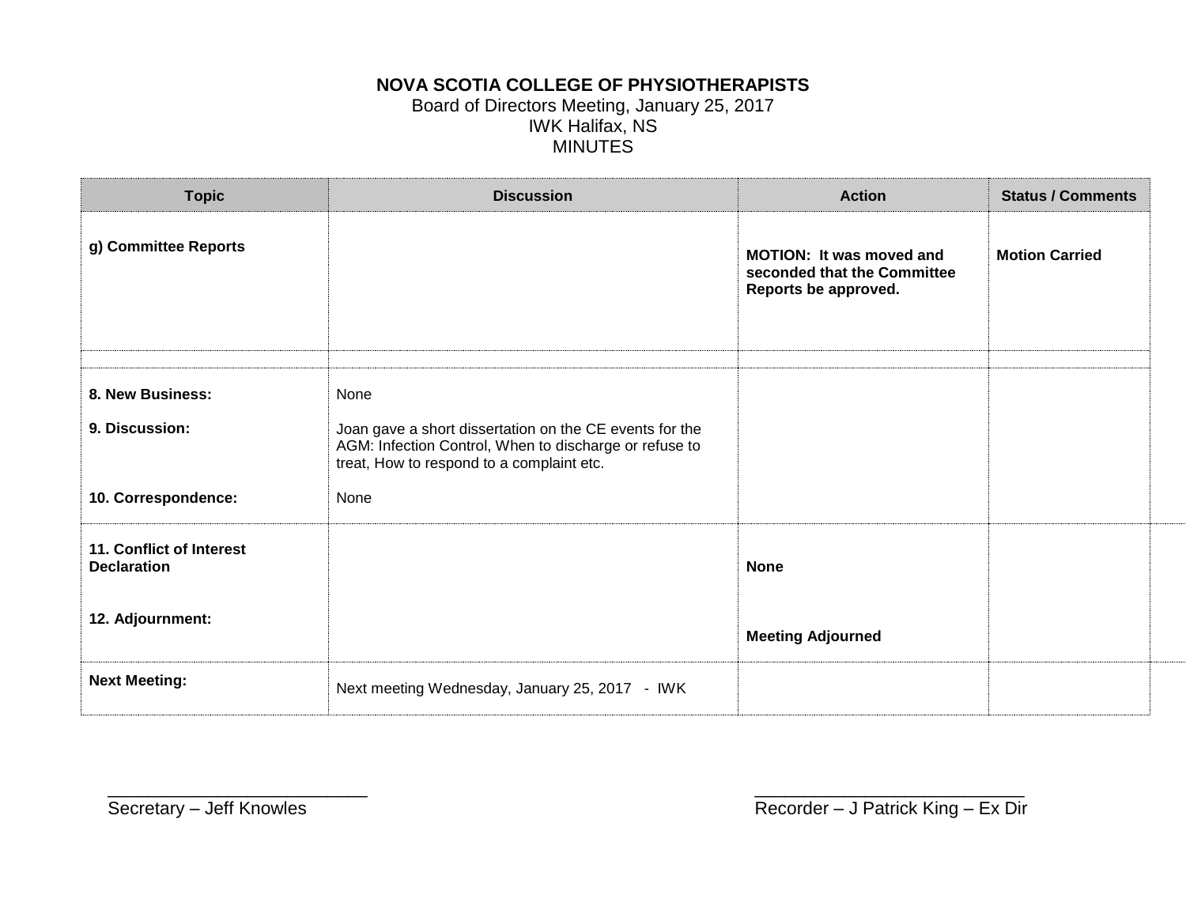**NOVA SCOTIA COLLEGE OF PHYSIOTHERAPISTS**
Board of Directors Meeting, January 25, 2017
IWK Halifax, NS
MINUTES

| Topic | Discussion | Action | Status / Comments |
|---|---|---|---|
| **g) Committee Reports** | | **MOTION: It was moved and seconded that the Committee Reports be approved.** | **Motion Carried** |
| | | | |
| **8. New Business:** | None | | |
| **9. Discussion:** | Joan gave a short dissertation on the CE events for the AGM: Infection Control, When to discharge or refuse to treat, How to respond to a complaint etc. | | |
| **10. Correspondence:** | None | | |
| **11. Conflict of Interest Declaration** | | **None** | |
| **12. Adjournment:** | | **Meeting Adjourned** | |
| **Next Meeting:** | Next meeting Wednesday, January 25, 2017 - IWK | | |

___________________________
Secretary – Jeff Knowles

___________________________
Recorder – J Patrick King – Ex Dir